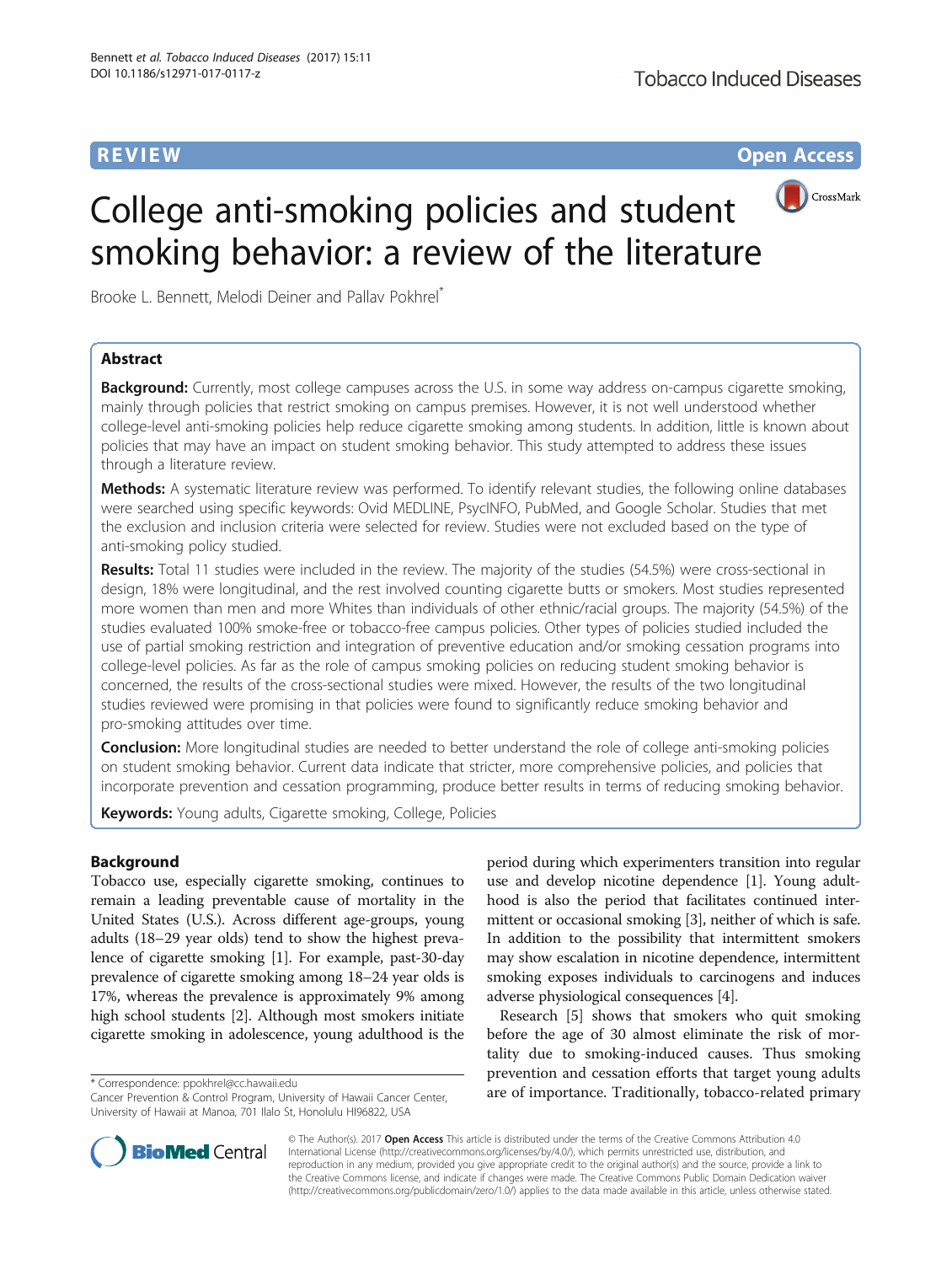REVIEW

Open Access

# College anti-smoking policies and student smoking behavior: a review of the literature

Brooke L. Bennett, Melodi Deiner and Pallav Pokhrel*

## Abstract

**Background:** Currently, most college campuses across the U.S. in some way address on-campus cigarette smoking, mainly through policies that restrict smoking on campus premises. However, it is not well understood whether college-level anti-smoking policies help reduce cigarette smoking among students. In addition, little is known about policies that may have an impact on student smoking behavior. This study attempted to address these issues through a literature review.

**Methods:** A systematic literature review was performed. To identify relevant studies, the following online databases were searched using specific keywords: Ovid MEDLINE, PsycINFO, PubMed, and Google Scholar. Studies that met the exclusion and inclusion criteria were selected for review. Studies were not excluded based on the type of anti-smoking policy studied.

**Results:** Total 11 studies were included in the review. The majority of the studies (54.5%) were cross-sectional in design, 18% were longitudinal, and the rest involved counting cigarette butts or smokers. Most studies represented more women than men and more Whites than individuals of other ethnic/racial groups. The majority (54.5%) of the studies evaluated 100% smoke-free or tobacco-free campus policies. Other types of policies studied included the use of partial smoking restriction and integration of preventive education and/or smoking cessation programs into college-level policies. As far as the role of campus smoking policies on reducing student smoking behavior is concerned, the results of the cross-sectional studies were mixed. However, the results of the two longitudinal studies reviewed were promising in that policies were found to significantly reduce smoking behavior and pro-smoking attitudes over time.

**Conclusion:** More longitudinal studies are needed to better understand the role of college anti-smoking policies on student smoking behavior. Current data indicate that stricter, more comprehensive policies, and policies that incorporate prevention and cessation programming, produce better results in terms of reducing smoking behavior.

**Keywords:** Young adults, Cigarette smoking, College, Policies

## Background

Tobacco use, especially cigarette smoking, continues to remain a leading preventable cause of mortality in the United States (U.S.). Across different age-groups, young adults (18–29 year olds) tend to show the highest prevalence of cigarette smoking [1]. For example, past-30-day prevalence of cigarette smoking among 18–24 year olds is 17%, whereas the prevalence is approximately 9% among high school students [2]. Although most smokers initiate cigarette smoking in adolescence, young adulthood is the period during which experimenters transition into regular use and develop nicotine dependence [1]. Young adulthood is also the period that facilitates continued intermittent or occasional smoking [3], neither of which is safe. In addition to the possibility that intermittent smokers may show escalation in nicotine dependence, intermittent smoking exposes individuals to carcinogens and induces adverse physiological consequences [4].

Research [5] shows that smokers who quit smoking before the age of 30 almost eliminate the risk of mortality due to smoking-induced causes. Thus smoking prevention and cessation efforts that target young adults are of importance. Traditionally, tobacco-related primary

\* Correspondence: ppokhrel@cc.hawaii.edu
Cancer Prevention & Control Program, University of Hawaii Cancer Center, University of Hawaii at Manoa, 701 Ilalo St, Honolulu HI96822, USA

© The Author(s). 2017 **Open Access** This article is distributed under the terms of the Creative Commons Attribution 4.0 International License (http://creativecommons.org/licenses/by/4.0/), which permits unrestricted use, distribution, and reproduction in any medium, provided you give appropriate credit to the original author(s) and the source, provide a link to the Creative Commons license, and indicate if changes were made. The Creative Commons Public Domain Dedication waiver (http://creativecommons.org/publicdomain/zero/1.0/) applies to the data made available in this article, unless otherwise stated.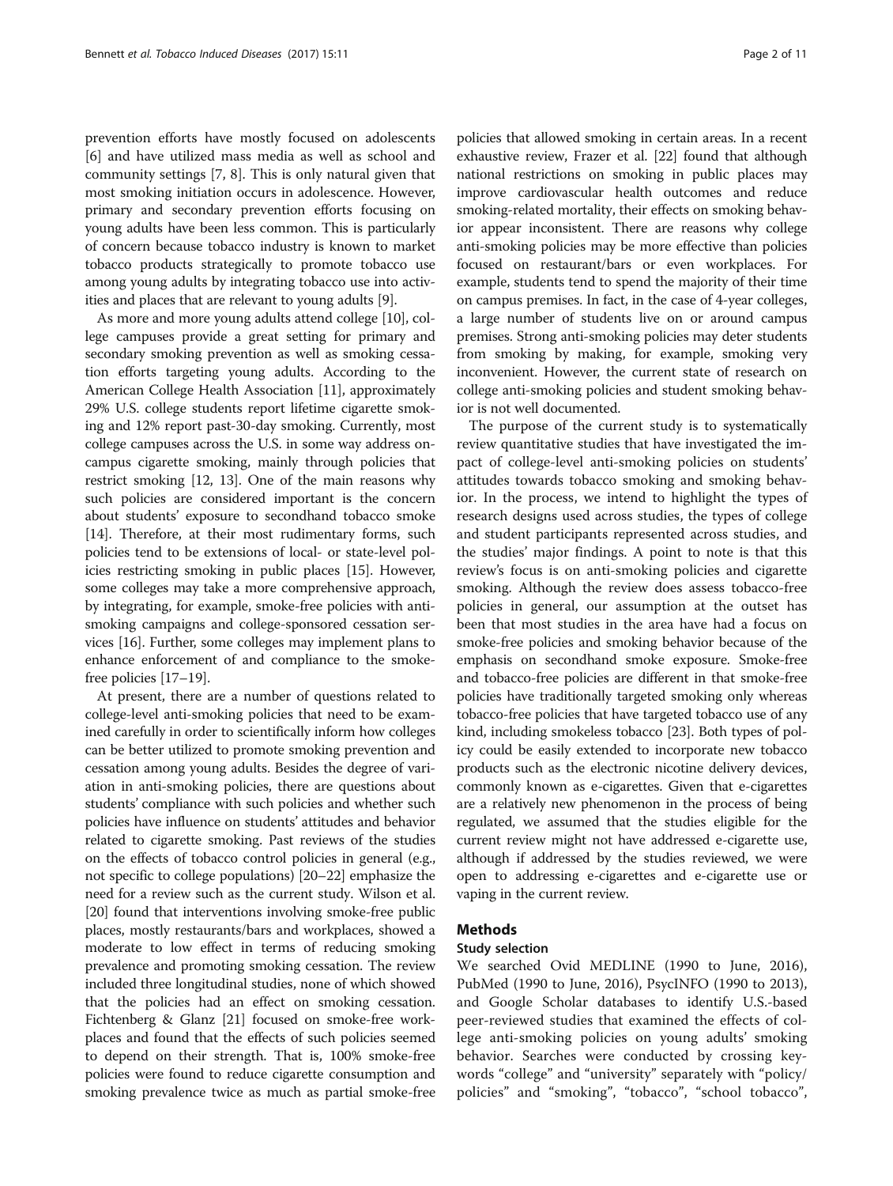prevention efforts have mostly focused on adolescents [6] and have utilized mass media as well as school and community settings [7, 8]. This is only natural given that most smoking initiation occurs in adolescence. However, primary and secondary prevention efforts focusing on young adults have been less common. This is particularly of concern because tobacco industry is known to market tobacco products strategically to promote tobacco use among young adults by integrating tobacco use into activities and places that are relevant to young adults [9].

As more and more young adults attend college [10], college campuses provide a great setting for primary and secondary smoking prevention as well as smoking cessation efforts targeting young adults. According to the American College Health Association [11], approximately 29% U.S. college students report lifetime cigarette smoking and 12% report past-30-day smoking. Currently, most college campuses across the U.S. in some way address on-campus cigarette smoking, mainly through policies that restrict smoking [12, 13]. One of the main reasons why such policies are considered important is the concern about students' exposure to secondhand tobacco smoke [14]. Therefore, at their most rudimentary forms, such policies tend to be extensions of local- or state-level policies restricting smoking in public places [15]. However, some colleges may take a more comprehensive approach, by integrating, for example, smoke-free policies with anti-smoking campaigns and college-sponsored cessation services [16]. Further, some colleges may implement plans to enhance enforcement of and compliance to the smoke-free policies [17–19].

At present, there are a number of questions related to college-level anti-smoking policies that need to be examined carefully in order to scientifically inform how colleges can be better utilized to promote smoking prevention and cessation among young adults. Besides the degree of variation in anti-smoking policies, there are questions about students' compliance with such policies and whether such policies have influence on students' attitudes and behavior related to cigarette smoking. Past reviews of the studies on the effects of tobacco control policies in general (e.g., not specific to college populations) [20–22] emphasize the need for a review such as the current study. Wilson et al. [20] found that interventions involving smoke-free public places, mostly restaurants/bars and workplaces, showed a moderate to low effect in terms of reducing smoking prevalence and promoting smoking cessation. The review included three longitudinal studies, none of which showed that the policies had an effect on smoking cessation. Fichtenberg & Glanz [21] focused on smoke-free workplaces and found that the effects of such policies seemed to depend on their strength. That is, 100% smoke-free policies were found to reduce cigarette consumption and smoking prevalence twice as much as partial smoke-free policies that allowed smoking in certain areas. In a recent exhaustive review, Frazer et al. [22] found that although national restrictions on smoking in public places may improve cardiovascular health outcomes and reduce smoking-related mortality, their effects on smoking behavior appear inconsistent. There are reasons why college anti-smoking policies may be more effective than policies focused on restaurant/bars or even workplaces. For example, students tend to spend the majority of their time on campus premises. In fact, in the case of 4-year colleges, a large number of students live on or around campus premises. Strong anti-smoking policies may deter students from smoking by making, for example, smoking very inconvenient. However, the current state of research on college anti-smoking policies and student smoking behavior is not well documented.

The purpose of the current study is to systematically review quantitative studies that have investigated the impact of college-level anti-smoking policies on students' attitudes towards tobacco smoking and smoking behavior. In the process, we intend to highlight the types of research designs used across studies, the types of college and student participants represented across studies, and the studies' major findings. A point to note is that this review's focus is on anti-smoking policies and cigarette smoking. Although the review does assess tobacco-free policies in general, our assumption at the outset has been that most studies in the area have had a focus on smoke-free policies and smoking behavior because of the emphasis on secondhand smoke exposure. Smoke-free and tobacco-free policies are different in that smoke-free policies have traditionally targeted smoking only whereas tobacco-free policies that have targeted tobacco use of any kind, including smokeless tobacco [23]. Both types of policy could be easily extended to incorporate new tobacco products such as the electronic nicotine delivery devices, commonly known as e-cigarettes. Given that e-cigarettes are a relatively new phenomenon in the process of being regulated, we assumed that the studies eligible for the current review might not have addressed e-cigarette use, although if addressed by the studies reviewed, we were open to addressing e-cigarettes and e-cigarette use or vaping in the current review.

## Methods

### Study selection

We searched Ovid MEDLINE (1990 to June, 2016), PubMed (1990 to June, 2016), PsycINFO (1990 to 2013), and Google Scholar databases to identify U.S.-based peer-reviewed studies that examined the effects of college anti-smoking policies on young adults' smoking behavior. Searches were conducted by crossing keywords "college" and "university" separately with "policy/policies" and "smoking", "tobacco", "school tobacco",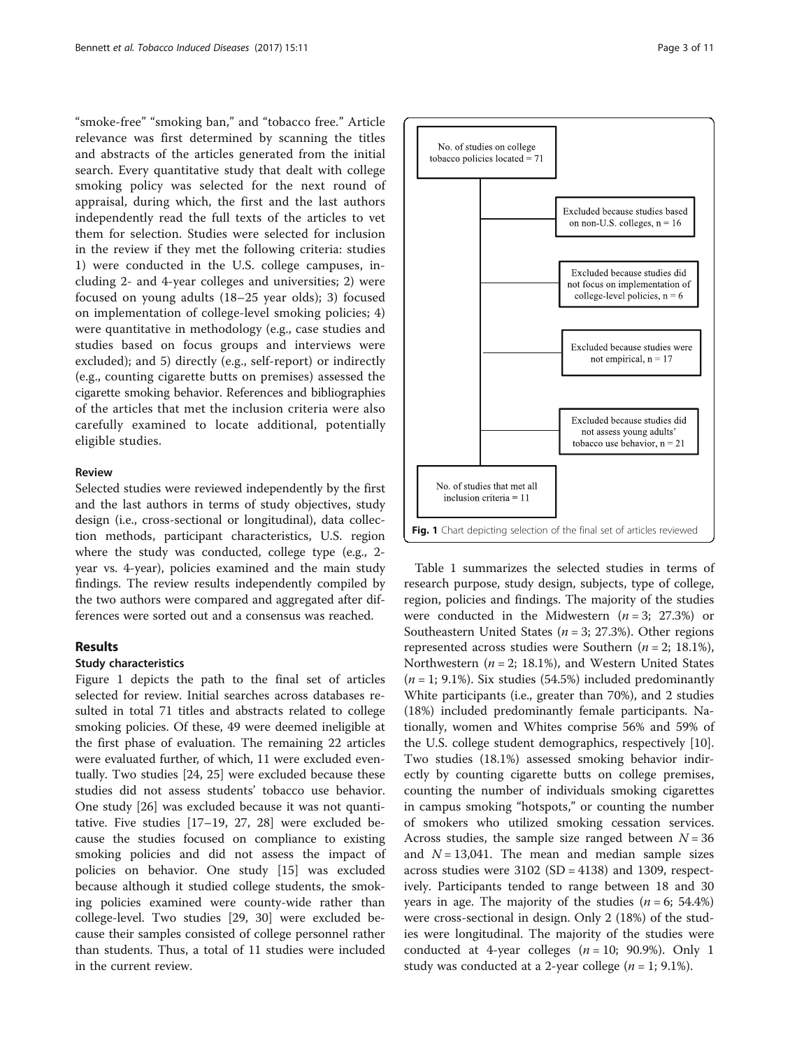"smoke-free" "smoking ban," and "tobacco free." Article relevance was first determined by scanning the titles and abstracts of the articles generated from the initial search. Every quantitative study that dealt with college smoking policy was selected for the next round of appraisal, during which, the first and the last authors independently read the full texts of the articles to vet them for selection. Studies were selected for inclusion in the review if they met the following criteria: studies 1) were conducted in the U.S. college campuses, including 2- and 4-year colleges and universities; 2) were focused on young adults (18–25 year olds); 3) focused on implementation of college-level smoking policies; 4) were quantitative in methodology (e.g., case studies and studies based on focus groups and interviews were excluded); and 5) directly (e.g., self-report) or indirectly (e.g., counting cigarette butts on premises) assessed the cigarette smoking behavior. References and bibliographies of the articles that met the inclusion criteria were also carefully examined to locate additional, potentially eligible studies.

### Review

Selected studies were reviewed independently by the first and the last authors in terms of study objectives, study design (i.e., cross-sectional or longitudinal), data collection methods, participant characteristics, U.S. region where the study was conducted, college type (e.g., 2-year vs. 4-year), policies examined and the main study findings. The review results independently compiled by the two authors were compared and aggregated after differences were sorted out and a consensus was reached.

## Results

### Study characteristics

Figure 1 depicts the path to the final set of articles selected for review. Initial searches across databases resulted in total 71 titles and abstracts related to college smoking policies. Of these, 49 were deemed ineligible at the first phase of evaluation. The remaining 22 articles were evaluated further, of which, 11 were excluded eventually. Two studies [24, 25] were excluded because these studies did not assess students' tobacco use behavior. One study [26] was excluded because it was not quantitative. Five studies [17–19, 27, 28] were excluded because the studies focused on compliance to existing smoking policies and did not assess the impact of policies on behavior. One study [15] was excluded because although it studied college students, the smoking policies examined were county-wide rather than college-level. Two studies [29, 30] were excluded because their samples consisted of college personnel rather than students. Thus, a total of 11 studies were included in the current review.

No. of studies on college tobacco policies located = 71

Excluded because studies based on non-U.S. colleges, n = 16

Excluded because studies did not focus on implementation of college-level policies, n = 6

Excluded because studies were not empirical, n = 17

Excluded because studies did not assess young adults' tobacco use behavior, n = 21

No. of studies that met all inclusion criteria = 11

**Fig. 1** Chart depicting selection of the final set of articles reviewed

Table 1 summarizes the selected studies in terms of research purpose, study design, subjects, type of college, region, policies and findings. The majority of the studies were conducted in the Midwestern ($n = 3$; 27.3%) or Southeastern United States ($n = 3$; 27.3%). Other regions represented across studies were Southern ($n = 2$; 18.1%), Northwestern ($n = 2$; 18.1%), and Western United States ($n = 1$; 9.1%). Six studies (54.5%) included predominantly White participants (i.e., greater than 70%), and 2 studies (18%) included predominantly female participants. Nationally, women and Whites comprise 56% and 59% of the U.S. college student demographics, respectively [10]. Two studies (18.1%) assessed smoking behavior indirectly by counting cigarette butts on college premises, counting the number of individuals smoking cigarettes in campus smoking "hotspots," or counting the number of smokers who utilized smoking cessation services. Across studies, the sample size ranged between $N = 36$ and $N = 13,041$. The mean and median sample sizes across studies were 3102 (SD = 4138) and 1309, respectively. Participants tended to range between 18 and 30 years in age. The majority of the studies ($n = 6$; 54.4%) were cross-sectional in design. Only 2 (18%) of the studies were longitudinal. The majority of the studies were conducted at 4-year colleges ($n = 10$; 90.9%). Only 1 study was conducted at a 2-year college ($n = 1$; 9.1%).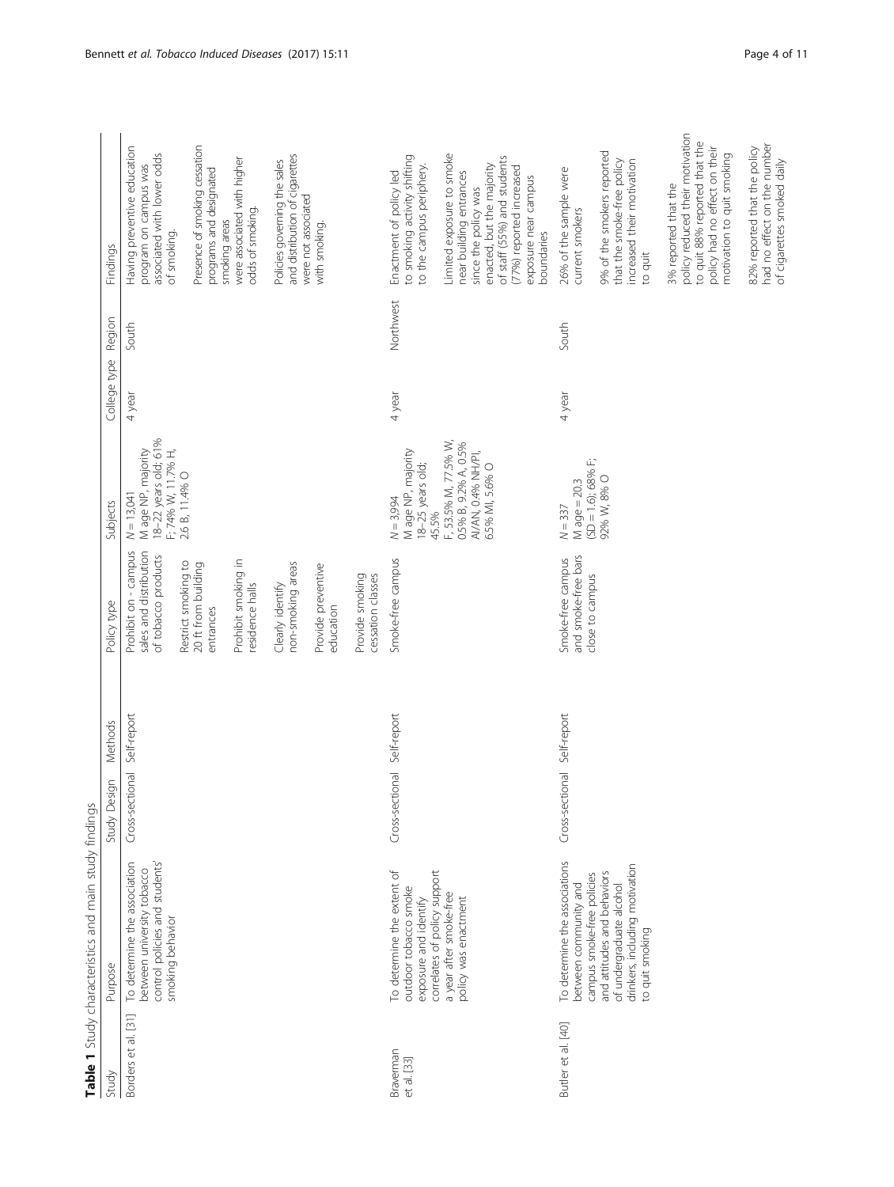**Table 1** Study characteristics and main study findings

| Study | Purpose | Study Design | Methods | Policy type | Subjects | College type | Region | Findings |
| --- | --- | --- | --- | --- | --- | --- | --- | --- |
| Borders et al. [31] | To determine the association between university tobacco control policies and students' smoking behavior | Cross-sectional | Self-report | Prohibit on - campus sales and distribution of tobacco products<br>Restrict smoking to 20 ft from building entrances<br>Prohibit smoking in residence halls<br>Clearly identify non-smoking areas<br>Provide preventive education<br>Provide smoking cessation classes | N = 13,041<br>M age NP, majority 18–22 years old; 61% F; 74% W, 11.7% H, 2.6 B, 11.4% O | 4 year | South | Having preventive education program on campus was associated with lower odds of smoking.<br>Presence of smoking cessation programs and designated smoking areas were associated with higher odds of smoking.<br>Policies governing the sales and distribution of cigarettes were not associated with smoking. |
| Braverman et al. [33] | To determine the extent of outdoor tobacco smoke exposure and identify correlates of policy support a year after smoke-free policy was enactment | Cross-sectional | Self-report | Smoke-free campus | N = 3,994<br>M age NP, majority 18–25 years old; 45.5% F, 53.5% M, 77.5% W, 0.5% B, 9.2% A, 0.5% AI/AN, 0.4% NH/PI, 6.5% MI, 5.6% O | 4 year | Northwest | Enactment of policy led to smoking activity shifting to the campus periphery.<br>Limited exposure to smoke near building entrances since the policy was enacted, but the majority of staff (55%) and students (77%) reported increased exposure near campus boundaries |
| Butler et al. [40] | To determine the associations between community and campus smoke-free policies and attitudes and behaviors of undergraduate alcohol drinkers, including motivation to quit smoking | Cross-sectional | Self-report | Smoke-free campus and smoke-free bars close to campus | N = 337<br>M age = 20.3 (SD = 1.6); 68% F; 92% W, 8% O | 4 year | South | 26% of the sample were current smokers<br>9% of the smokers reported that the smoke-free policy increased their motivation to quit<br>3% reported that the policy reduced their motivation to quit 88% reported that the policy had no effect on their motivation to quit smoking<br>82% reported that the policy had no effect on the number of cigarettes smoked daily |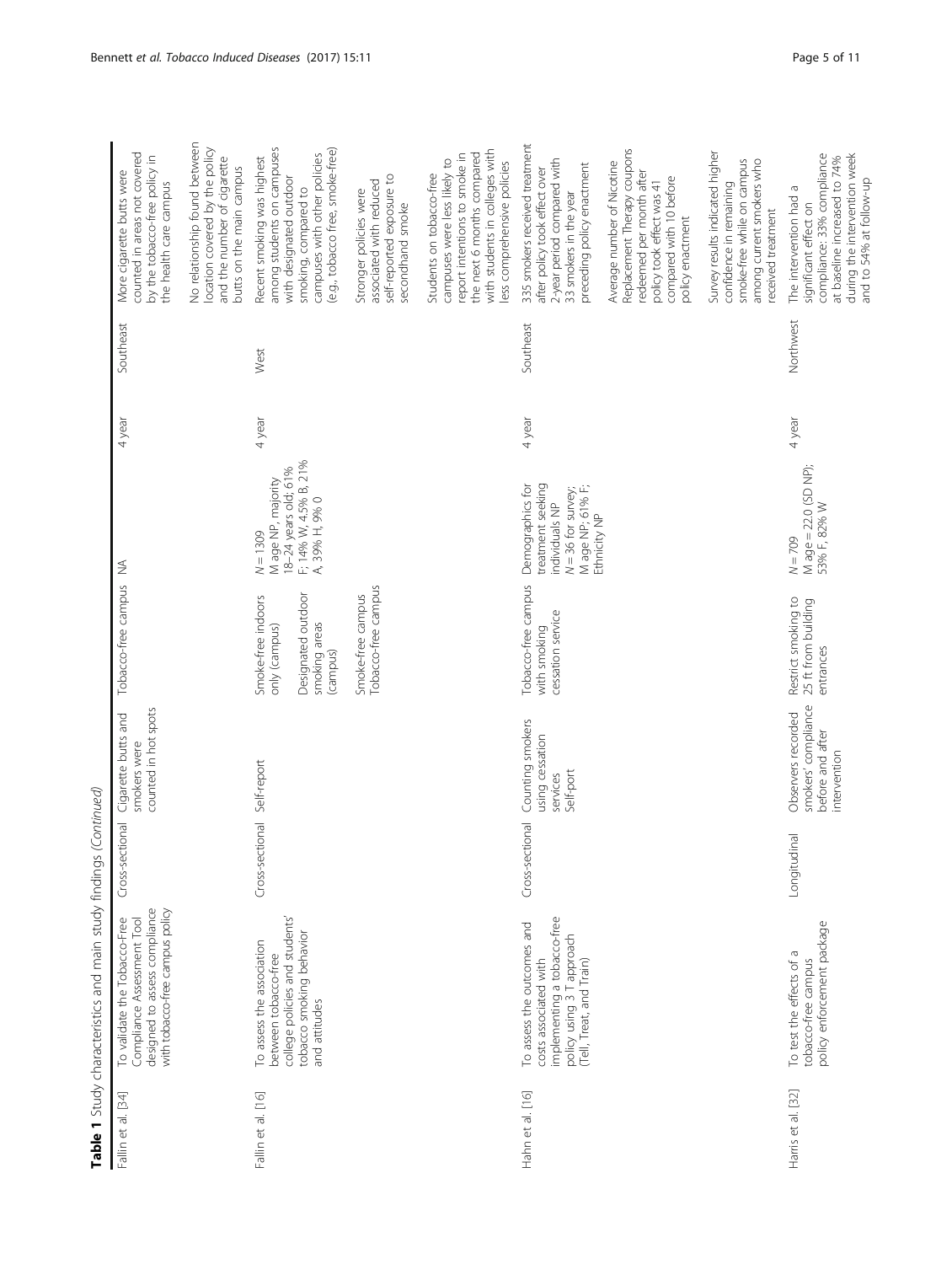**Table 1** Study characteristics and main study findings *(Continued)*

| | | | | | | | | |
|---|---|---|---|---|---|---|---|---|
| Fallin et al. [34] | To validate the Tobacco-Free Compliance Assessment Tool designed to assess compliance with tobacco-free campus policy | Cross-sectional | Cigarette butts and smokers were counted in hot spots | Tobacco-free campus | NA | 4 year | Southeast | More cigarette butts were counted in areas not covered by the tobacco-free policy in the health care campus<br><br>No relationship found between location covered by the policy and the number of cigarette butts on the main campus |
| Fallin et al. [16] | To assess the association between tobacco-free college policies and students' tobacco smoking behavior and attitudes | Cross-sectional | Self-report | Smoke-free indoors only (campus)<br><br>Designated outdoor smoking areas (campus)<br><br>Smoke-free campus<br><br>Tobacco-free campus | $N = 1309$<br>M age NP, majority 18–24 years old; 61% F; 14% W, 4.5% B, 21% A, 39% H, 9% O | 4 year | West | Recent smoking was highest among students on campuses with designated outdoor smoking, compared to campuses with other policies (e.g., tobacco free, smoke-free)<br><br>Stronger policies were associated with reduced self-reported exposure to secondhand smoke<br><br>Students on tobacco-free campuses were less likely to report intentions to smoke in the next 6 months compared with students in colleges with less comprehensive policies |
| Hahn et al. [16] | To assess the outcomes and costs associated with implementing a tobacco-free policy using 3 T approach (Tell, Treat, and Train) | Cross-sectional | Counting smokers using cessation services<br>Self-port | Tobacco-free campus with smoking cessation service | Demographics for treatment seeking individuals NP<br>$N = 36$ for survey; M age NP; 61% F; Ethnicity NP | 4 year | Southeast | 335 smokers received treatment after policy took effect over 2-year period compared with 33 smokers in the year preceding policy enactment<br><br>Average number of Nicotine Replacement Therapy coupons redeemed per month after policy took effect was 41 compared with 10 before policy enactment<br><br>Survey results indicated higher confidence in remaining smoke-free while on campus among current smokers who received treatment |
| Harris et al. [32] | To test the effects of a tobacco-free campus policy enforcement package | Longitudinal | Observers recorded smokers' compliance before and after intervention | Restrict smoking to 25 ft from building entrances | $N = 709$<br>M age = 22.0 (SD NP); 53% F, 82% W | 4 year | Northwest | The intervention had a significant effect on compliance: 33% compliance at baseline increased to 74% during the intervention week and to 54% at follow-up |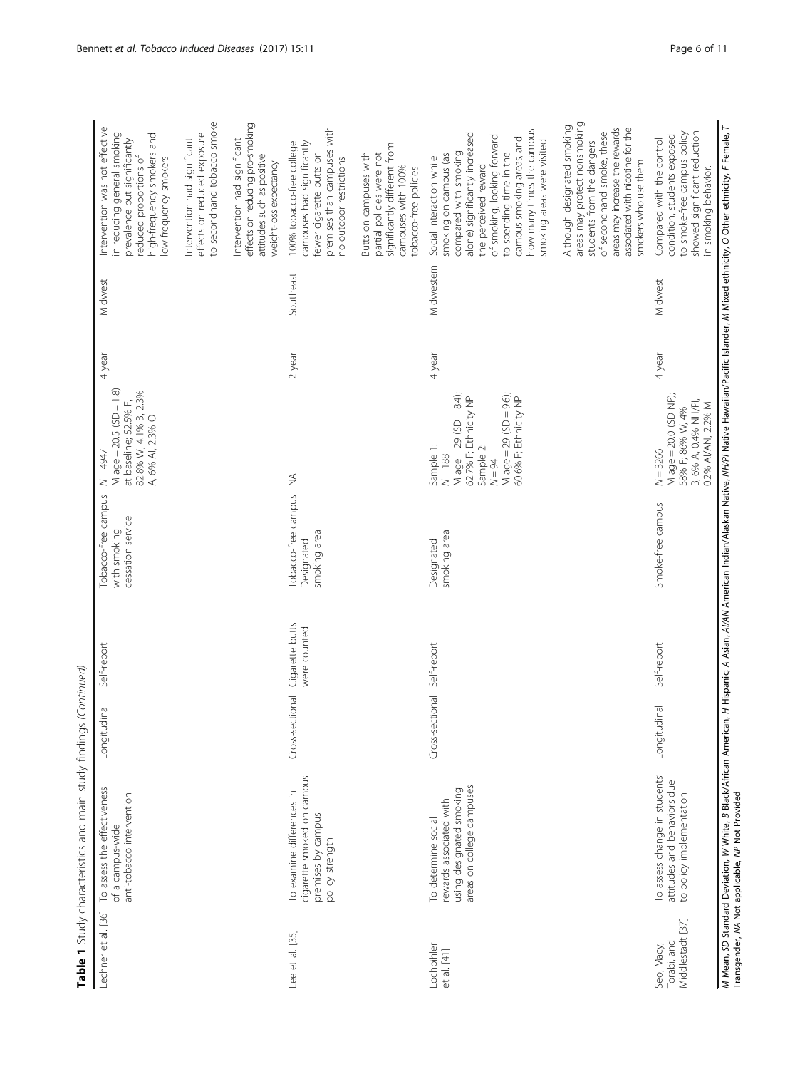**Table 1** Study characteristics and main study findings *(Continued)*

| | | | | | | | | |
|---|---|---|---|---|---|---|---|---|
| Lechner et al. [36] | To assess the effectiveness of a campus-wide anti-tobacco intervention | Longitudinal | Self-report | Tobacco-free campus with smoking cessation service | $N = 4947$ M age = 20.5 (SD = 1.8) at baseline; 52.5% F, 82.8% W, 4.1% B, 2.3% A, 6% AI, 2.3% O | 4 year | Midwest | Intervention was not effective in reducing general smoking prevalence but significantly reduced proportions of high-frequency smokers and low-frequency smokers<br><br>Intervention had significant effects on reduced exposure to secondhand tobacco smoke<br><br>Intervention had significant effects on reducing pro-smoking attitudes such as positive weight-loss expectancy |
| Lee et al. [35] | To examine differences in cigarette smoked on campus premises by campus policy strength | Cross-sectional | Cigarette butts were counted | Tobacco-free campus Designated smoking area | NA | 2 year | Southeast | 100% tobacco-free college campuses had significantly fewer cigarette butts on premises than campuses with no outdoor restrictions<br><br>Butts on campuses with partial policies were not significantly different from campuses with 100% tobacco-free policies |
| Lochbihler et al. [41] | To determine social rewards associated with using designated smoking areas on college campuses | Cross-sectional | Self-report | Designated smoking area | Sample 1: $N = 188$ M age = 29 (SD = 8.4); 62.7% F; Ethnicity NP Sample 2: $N = 94$ M age = 29 (SD = 9.6); 60.6% F; Ethnicity NP | 4 year | Midwestern | Social interaction while smoking on campus (as compared with smoking alone) significantly increased the perceived reward of smoking, looking forward to spending time in the campus smoking areas, and how many times the campus smoking areas were visited<br><br>Although designated smoking areas may protect nonsmoking students from the dangers of secondhand smoke, these areas may increase the rewards associated with nicotine for the smokers who use them |
| Seo, Macy, Torabi, and Middlestadt [37] | To assess change in students' attitudes and behaviors due to policy implementation | Longitudinal | Self-report | Smoke-free campus | $N = 3266$ M age = 20.0 (SD NP); 58% F; 86% W, 4% B, 6% A, 0.4% NH/PI, 0.2% AI/AN, 2.2% M | 4 year | Midwest | Compared with the control condition, students exposed to smoke-free campus policy showed significant reduction in smoking behavior. |

*M* Mean, *SD* Standard Deviation, *W* White, *B* Black/African American, *H* Hispanic, *A* Asian, *AI/AN* American Indian/Alaskan Native, *NH/PI* Native Hawaiian/Pacific Islander, *M* Mixed ethnicity, *O* Other ethnicity, *F* Female, *T* Transgender, *NA* Not applicable, *NP* Not Provided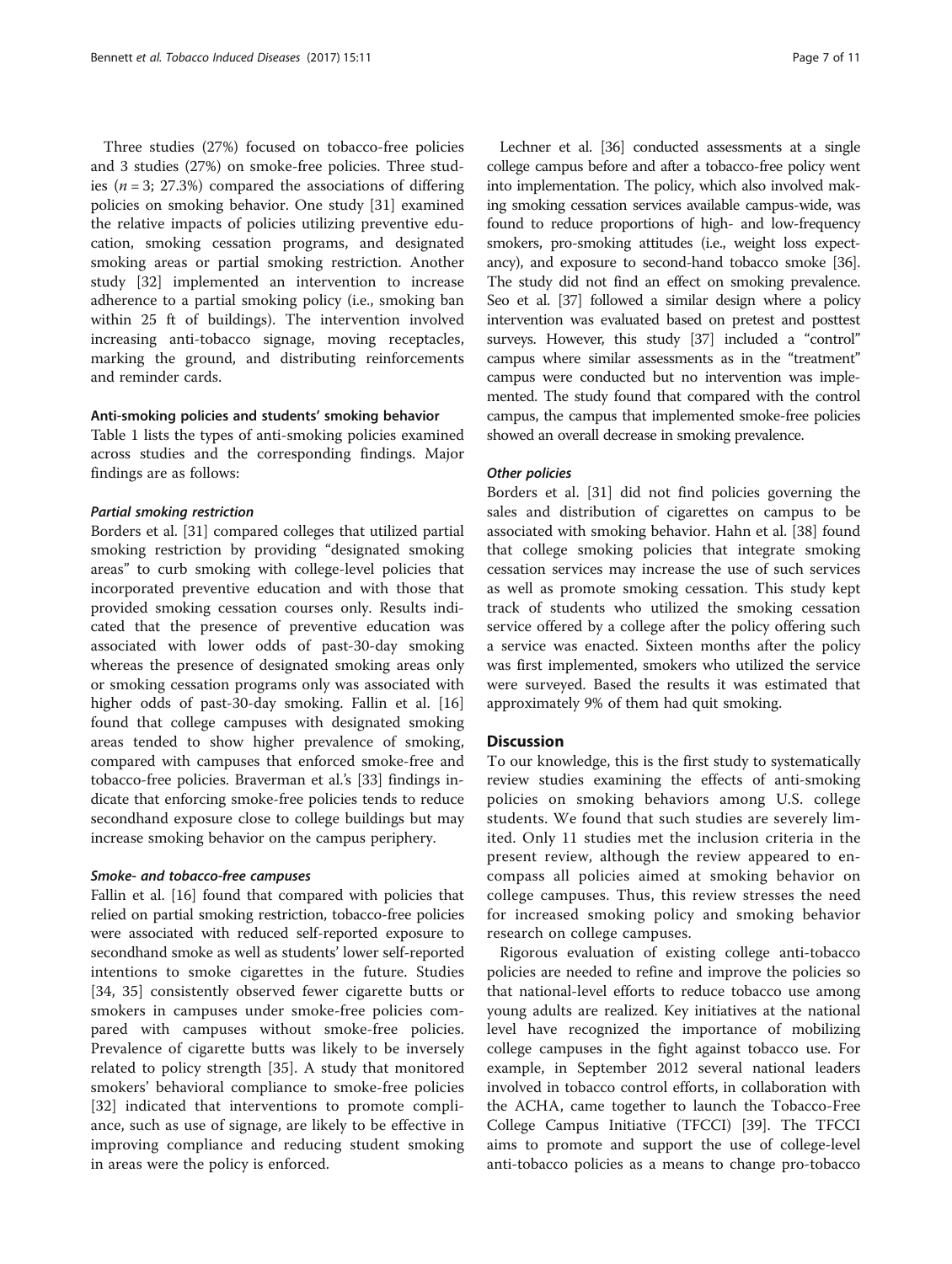Three studies (27%) focused on tobacco-free policies and 3 studies (27%) on smoke-free policies. Three studies ($n = 3$; 27.3%) compared the associations of differing policies on smoking behavior. One study [31] examined the relative impacts of policies utilizing preventive education, smoking cessation programs, and designated smoking areas or partial smoking restriction. Another study [32] implemented an intervention to increase adherence to a partial smoking policy (i.e., smoking ban within 25 ft of buildings). The intervention involved increasing anti-tobacco signage, moving receptacles, marking the ground, and distributing reinforcements and reminder cards.

### Anti-smoking policies and students' smoking behavior

Table 1 lists the types of anti-smoking policies examined across studies and the corresponding findings. Major findings are as follows:

#### *Partial smoking restriction*

Borders et al. [31] compared colleges that utilized partial smoking restriction by providing "designated smoking areas" to curb smoking with college-level policies that incorporated preventive education and with those that provided smoking cessation courses only. Results indicated that the presence of preventive education was associated with lower odds of past-30-day smoking whereas the presence of designated smoking areas only or smoking cessation programs only was associated with higher odds of past-30-day smoking. Fallin et al. [16] found that college campuses with designated smoking areas tended to show higher prevalence of smoking, compared with campuses that enforced smoke-free and tobacco-free policies. Braverman et al.'s [33] findings indicate that enforcing smoke-free policies tends to reduce secondhand exposure close to college buildings but may increase smoking behavior on the campus periphery.

#### *Smoke- and tobacco-free campuses*

Fallin et al. [16] found that compared with policies that relied on partial smoking restriction, tobacco-free policies were associated with reduced self-reported exposure to secondhand smoke as well as students' lower self-reported intentions to smoke cigarettes in the future. Studies [34, 35] consistently observed fewer cigarette butts or smokers in campuses under smoke-free policies compared with campuses without smoke-free policies. Prevalence of cigarette butts was likely to be inversely related to policy strength [35]. A study that monitored smokers' behavioral compliance to smoke-free policies [32] indicated that interventions to promote compliance, such as use of signage, are likely to be effective in improving compliance and reducing student smoking in areas were the policy is enforced.

Lechner et al. [36] conducted assessments at a single college campus before and after a tobacco-free policy went into implementation. The policy, which also involved making smoking cessation services available campus-wide, was found to reduce proportions of high- and low-frequency smokers, pro-smoking attitudes (i.e., weight loss expectancy), and exposure to second-hand tobacco smoke [36]. The study did not find an effect on smoking prevalence. Seo et al. [37] followed a similar design where a policy intervention was evaluated based on pretest and posttest surveys. However, this study [37] included a "control" campus where similar assessments as in the "treatment" campus were conducted but no intervention was implemented. The study found that compared with the control campus, the campus that implemented smoke-free policies showed an overall decrease in smoking prevalence.

#### *Other policies*

Borders et al. [31] did not find policies governing the sales and distribution of cigarettes on campus to be associated with smoking behavior. Hahn et al. [38] found that college smoking policies that integrate smoking cessation services may increase the use of such services as well as promote smoking cessation. This study kept track of students who utilized the smoking cessation service offered by a college after the policy offering such a service was enacted. Sixteen months after the policy was first implemented, smokers who utilized the service were surveyed. Based the results it was estimated that approximately 9% of them had quit smoking.

## Discussion

To our knowledge, this is the first study to systematically review studies examining the effects of anti-smoking policies on smoking behaviors among U.S. college students. We found that such studies are severely limited. Only 11 studies met the inclusion criteria in the present review, although the review appeared to encompass all policies aimed at smoking behavior on college campuses. Thus, this review stresses the need for increased smoking policy and smoking behavior research on college campuses.

Rigorous evaluation of existing college anti-tobacco policies are needed to refine and improve the policies so that national-level efforts to reduce tobacco use among young adults are realized. Key initiatives at the national level have recognized the importance of mobilizing college campuses in the fight against tobacco use. For example, in September 2012 several national leaders involved in tobacco control efforts, in collaboration with the ACHA, came together to launch the Tobacco-Free College Campus Initiative (TFCCI) [39]. The TFCCI aims to promote and support the use of college-level anti-tobacco policies as a means to change pro-tobacco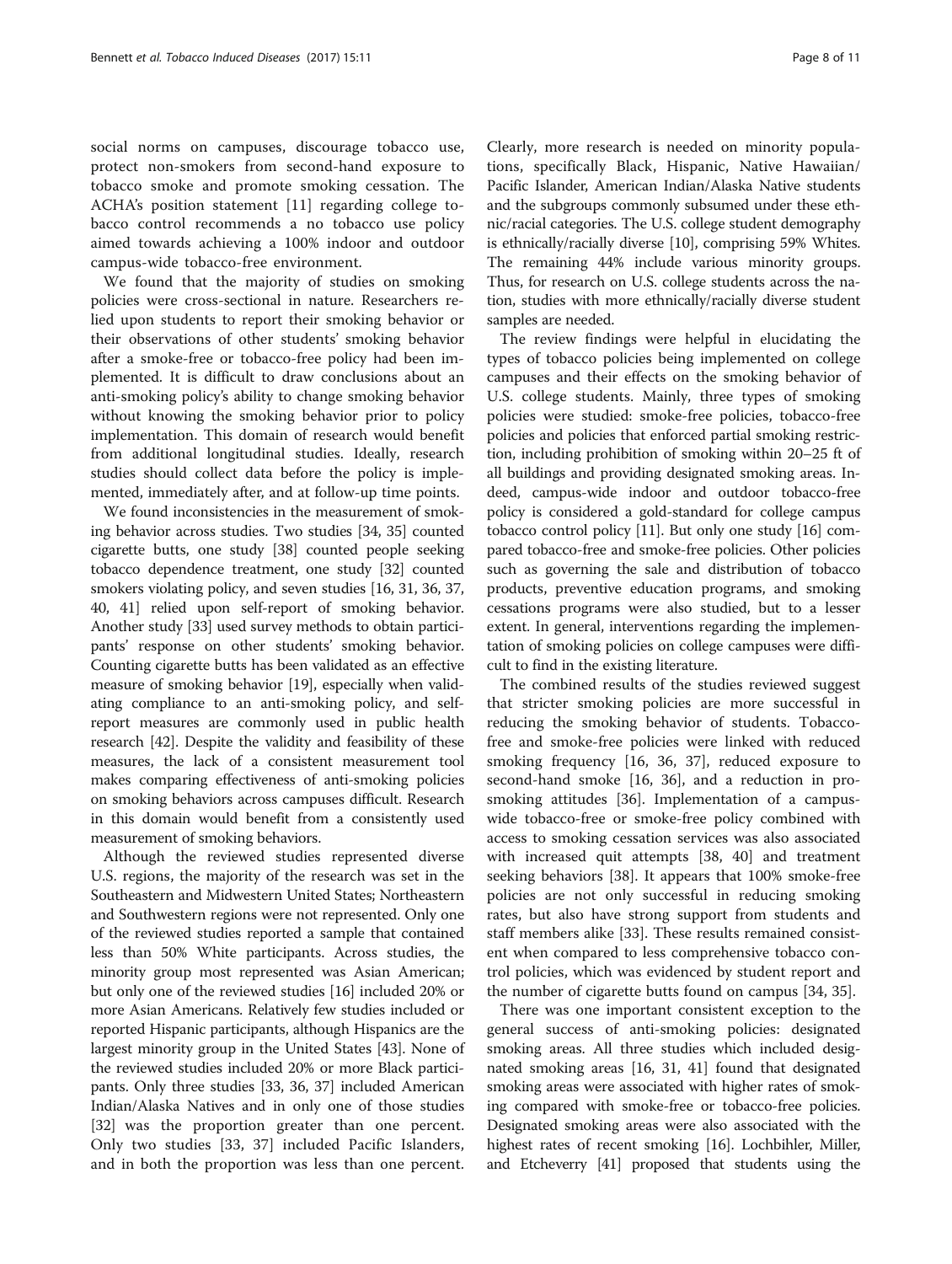social norms on campuses, discourage tobacco use, protect non-smokers from second-hand exposure to tobacco smoke and promote smoking cessation. The ACHA's position statement [11] regarding college tobacco control recommends a no tobacco use policy aimed towards achieving a 100% indoor and outdoor campus-wide tobacco-free environment.

We found that the majority of studies on smoking policies were cross-sectional in nature. Researchers relied upon students to report their smoking behavior or their observations of other students' smoking behavior after a smoke-free or tobacco-free policy had been implemented. It is difficult to draw conclusions about an anti-smoking policy's ability to change smoking behavior without knowing the smoking behavior prior to policy implementation. This domain of research would benefit from additional longitudinal studies. Ideally, research studies should collect data before the policy is implemented, immediately after, and at follow-up time points.

We found inconsistencies in the measurement of smoking behavior across studies. Two studies [34, 35] counted cigarette butts, one study [38] counted people seeking tobacco dependence treatment, one study [32] counted smokers violating policy, and seven studies [16, 31, 36, 37, 40, 41] relied upon self-report of smoking behavior. Another study [33] used survey methods to obtain participants' response on other students' smoking behavior. Counting cigarette butts has been validated as an effective measure of smoking behavior [19], especially when validating compliance to an anti-smoking policy, and self-report measures are commonly used in public health research [42]. Despite the validity and feasibility of these measures, the lack of a consistent measurement tool makes comparing effectiveness of anti-smoking policies on smoking behaviors across campuses difficult. Research in this domain would benefit from a consistently used measurement of smoking behaviors.

Although the reviewed studies represented diverse U.S. regions, the majority of the research was set in the Southeastern and Midwestern United States; Northeastern and Southwestern regions were not represented. Only one of the reviewed studies reported a sample that contained less than 50% White participants. Across studies, the minority group most represented was Asian American; but only one of the reviewed studies [16] included 20% or more Asian Americans. Relatively few studies included or reported Hispanic participants, although Hispanics are the largest minority group in the United States [43]. None of the reviewed studies included 20% or more Black participants. Only three studies [33, 36, 37] included American Indian/Alaska Natives and in only one of those studies [32] was the proportion greater than one percent. Only two studies [33, 37] included Pacific Islanders, and in both the proportion was less than one percent. Clearly, more research is needed on minority populations, specifically Black, Hispanic, Native Hawaiian/Pacific Islander, American Indian/Alaska Native students and the subgroups commonly subsumed under these ethnic/racial categories. The U.S. college student demography is ethnically/racially diverse [10], comprising 59% Whites. The remaining 44% include various minority groups. Thus, for research on U.S. college students across the nation, studies with more ethnically/racially diverse student samples are needed.

The review findings were helpful in elucidating the types of tobacco policies being implemented on college campuses and their effects on the smoking behavior of U.S. college students. Mainly, three types of smoking policies were studied: smoke-free policies, tobacco-free policies and policies that enforced partial smoking restriction, including prohibition of smoking within 20–25 ft of all buildings and providing designated smoking areas. Indeed, campus-wide indoor and outdoor tobacco-free policy is considered a gold-standard for college campus tobacco control policy [11]. But only one study [16] compared tobacco-free and smoke-free policies. Other policies such as governing the sale and distribution of tobacco products, preventive education programs, and smoking cessations programs were also studied, but to a lesser extent. In general, interventions regarding the implementation of smoking policies on college campuses were difficult to find in the existing literature.

The combined results of the studies reviewed suggest that stricter smoking policies are more successful in reducing the smoking behavior of students. Tobacco-free and smoke-free policies were linked with reduced smoking frequency [16, 36, 37], reduced exposure to second-hand smoke [16, 36], and a reduction in pro-smoking attitudes [36]. Implementation of a campus-wide tobacco-free or smoke-free policy combined with access to smoking cessation services was also associated with increased quit attempts [38, 40] and treatment seeking behaviors [38]. It appears that 100% smoke-free policies are not only successful in reducing smoking rates, but also have strong support from students and staff members alike [33]. These results remained consistent when compared to less comprehensive tobacco control policies, which was evidenced by student report and the number of cigarette butts found on campus [34, 35].

There was one important consistent exception to the general success of anti-smoking policies: designated smoking areas. All three studies which included designated smoking areas [16, 31, 41] found that designated smoking areas were associated with higher rates of smoking compared with smoke-free or tobacco-free policies. Designated smoking areas were also associated with the highest rates of recent smoking [16]. Lochbihler, Miller, and Etcheverry [41] proposed that students using the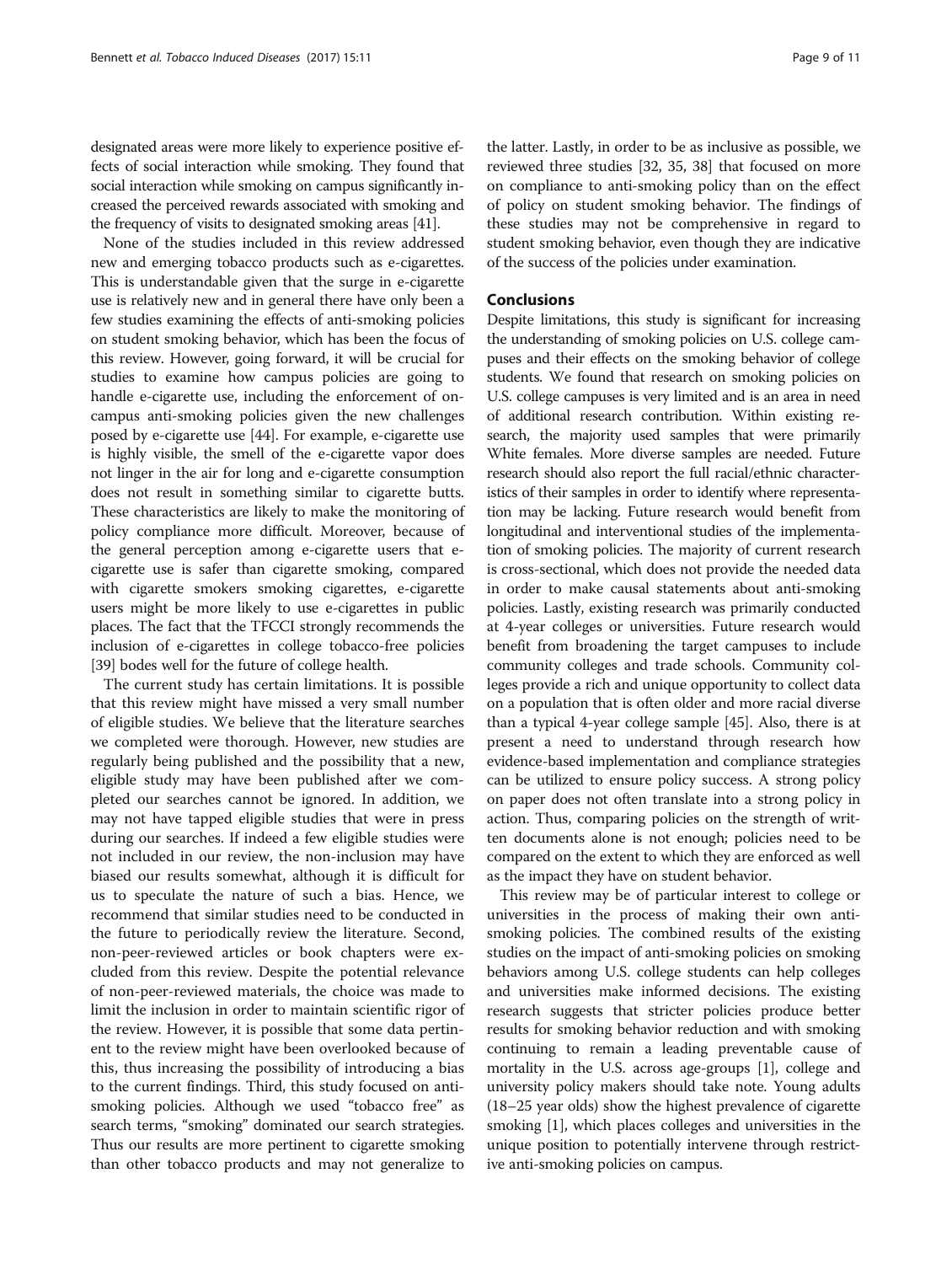designated areas were more likely to experience positive effects of social interaction while smoking. They found that social interaction while smoking on campus significantly increased the perceived rewards associated with smoking and the frequency of visits to designated smoking areas [41].

None of the studies included in this review addressed new and emerging tobacco products such as e-cigarettes. This is understandable given that the surge in e-cigarette use is relatively new and in general there have only been a few studies examining the effects of anti-smoking policies on student smoking behavior, which has been the focus of this review. However, going forward, it will be crucial for studies to examine how campus policies are going to handle e-cigarette use, including the enforcement of on-campus anti-smoking policies given the new challenges posed by e-cigarette use [44]. For example, e-cigarette use is highly visible, the smell of the e-cigarette vapor does not linger in the air for long and e-cigarette consumption does not result in something similar to cigarette butts. These characteristics are likely to make the monitoring of policy compliance more difficult. Moreover, because of the general perception among e-cigarette users that e-cigarette use is safer than cigarette smoking, compared with cigarette smokers smoking cigarettes, e-cigarette users might be more likely to use e-cigarettes in public places. The fact that the TFCCI strongly recommends the inclusion of e-cigarettes in college tobacco-free policies [39] bodes well for the future of college health.

The current study has certain limitations. It is possible that this review might have missed a very small number of eligible studies. We believe that the literature searches we completed were thorough. However, new studies are regularly being published and the possibility that a new, eligible study may have been published after we completed our searches cannot be ignored. In addition, we may not have tapped eligible studies that were in press during our searches. If indeed a few eligible studies were not included in our review, the non-inclusion may have biased our results somewhat, although it is difficult for us to speculate the nature of such a bias. Hence, we recommend that similar studies need to be conducted in the future to periodically review the literature. Second, non-peer-reviewed articles or book chapters were excluded from this review. Despite the potential relevance of non-peer-reviewed materials, the choice was made to limit the inclusion in order to maintain scientific rigor of the review. However, it is possible that some data pertinent to the review might have been overlooked because of this, thus increasing the possibility of introducing a bias to the current findings. Third, this study focused on anti-smoking policies. Although we used "tobacco free" as search terms, "smoking" dominated our search strategies. Thus our results are more pertinent to cigarette smoking than other tobacco products and may not generalize to the latter. Lastly, in order to be as inclusive as possible, we reviewed three studies [32, 35, 38] that focused on more on compliance to anti-smoking policy than on the effect of policy on student smoking behavior. The findings of these studies may not be comprehensive in regard to student smoking behavior, even though they are indicative of the success of the policies under examination.

## Conclusions

Despite limitations, this study is significant for increasing the understanding of smoking policies on U.S. college campuses and their effects on the smoking behavior of college students. We found that research on smoking policies on U.S. college campuses is very limited and is an area in need of additional research contribution. Within existing research, the majority used samples that were primarily White females. More diverse samples are needed. Future research should also report the full racial/ethnic characteristics of their samples in order to identify where representation may be lacking. Future research would benefit from longitudinal and interventional studies of the implementation of smoking policies. The majority of current research is cross-sectional, which does not provide the needed data in order to make causal statements about anti-smoking policies. Lastly, existing research was primarily conducted at 4-year colleges or universities. Future research would benefit from broadening the target campuses to include community colleges and trade schools. Community colleges provide a rich and unique opportunity to collect data on a population that is often older and more racial diverse than a typical 4-year college sample [45]. Also, there is at present a need to understand through research how evidence-based implementation and compliance strategies can be utilized to ensure policy success. A strong policy on paper does not often translate into a strong policy in action. Thus, comparing policies on the strength of written documents alone is not enough; policies need to be compared on the extent to which they are enforced as well as the impact they have on student behavior.

This review may be of particular interest to college or universities in the process of making their own anti-smoking policies. The combined results of the existing studies on the impact of anti-smoking policies on smoking behaviors among U.S. college students can help colleges and universities make informed decisions. The existing research suggests that stricter policies produce better results for smoking behavior reduction and with smoking continuing to remain a leading preventable cause of mortality in the U.S. across age-groups [1], college and university policy makers should take note. Young adults (18–25 year olds) show the highest prevalence of cigarette smoking [1], which places colleges and universities in the unique position to potentially intervene through restrictive anti-smoking policies on campus.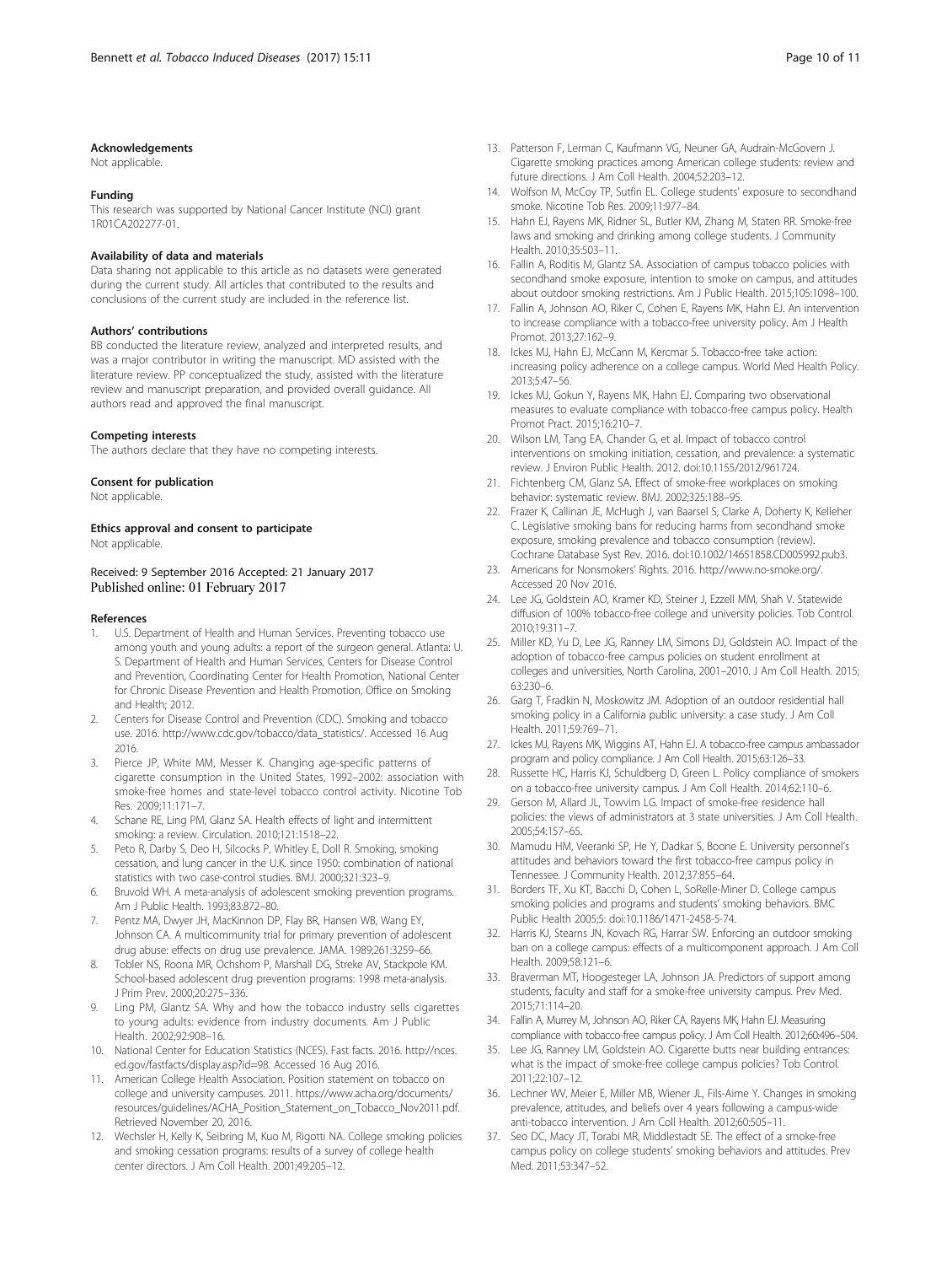#### Acknowledgements

Not applicable.

#### Funding

This research was supported by National Cancer Institute (NCI) grant 1R01CA202277-01.

#### Availability of data and materials

Data sharing not applicable to this article as no datasets were generated during the current study. All articles that contributed to the results and conclusions of the current study are included in the reference list.

#### Authors' contributions

BB conducted the literature review, analyzed and interpreted results, and was a major contributor in writing the manuscript. MD assisted with the literature review. PP conceptualized the study, assisted with the literature review and manuscript preparation, and provided overall guidance. All authors read and approved the final manuscript.

#### Competing interests

The authors declare that they have no competing interests.

#### Consent for publication

Not applicable.

#### Ethics approval and consent to participate

Not applicable.

Received: 9 September 2016 Accepted: 21 January 2017
Published online: 01 February 2017

#### References

1. U.S. Department of Health and Human Services. Preventing tobacco use among youth and young adults: a report of the surgeon general. Atlanta: U. S. Department of Health and Human Services, Centers for Disease Control and Prevention, Coordinating Center for Health Promotion, National Center for Chronic Disease Prevention and Health Promotion, Office on Smoking and Health; 2012.
2. Centers for Disease Control and Prevention (CDC). Smoking and tobacco use. 2016. http://www.cdc.gov/tobacco/data_statistics/. Accessed 16 Aug 2016.
3. Pierce JP, White MM, Messer K. Changing age-specific patterns of cigarette consumption in the United States, 1992–2002: association with smoke-free homes and state-level tobacco control activity. Nicotine Tob Res. 2009;11:171–7.
4. Schane RE, Ling PM, Glanz SA. Health effects of light and intermittent smoking: a review. Circulation. 2010;121:1518–22.
5. Peto R, Darby S, Deo H, Silcocks P, Whitley E, Doll R. Smoking, smoking cessation, and lung cancer in the U.K. since 1950: combination of national statistics with two case-control studies. BMJ. 2000;321:323–9.
6. Bruvold WH. A meta-analysis of adolescent smoking prevention programs. Am J Public Health. 1993;83:872–80.
7. Pentz MA, Dwyer JH, MacKinnon DP, Flay BR, Hansen WB, Wang EY, Johnson CA. A multicommunity trial for primary prevention of adolescent drug abuse: effects on drug use prevalence. JAMA. 1989;261:3259–66.
8. Tobler NS, Roona MR, Ochshorn P, Marshall DG, Streke AV, Stackpole KM. School-based adolescent drug prevention programs: 1998 meta-analysis. J Prim Prev. 2000;20:275–336.
9. Ling PM, Glantz SA. Why and how the tobacco industry sells cigarettes to young adults: evidence from industry documents. Am J Public Health. 2002;92:908–16.
10. National Center for Education Statistics (NCES). Fast facts. 2016. http://nces.ed.gov/fastfacts/display.asp?id=98. Accessed 16 Aug 2016.
11. American College Health Association. Position statement on tobacco on college and university campuses. 2011. https://www.acha.org/documents/resources/guidelines/ACHA_Position_Statement_on_Tobacco_Nov2011.pdf. Retrieved November 20, 2016.
12. Wechsler H, Kelly K, Seibring M, Kuo M, Rigotti NA. College smoking policies and smoking cessation programs: results of a survey of college health center directors. J Am Coll Health. 2001;49:205–12.
13. Patterson F, Lerman C, Kaufmann VG, Neuner GA, Audrain-McGovern J. Cigarette smoking practices among American college students: review and future directions. J Am Coll Health. 2004;52:203–12.
14. Wolfson M, McCoy TP, Sutfin EL. College students' exposure to secondhand smoke. Nicotine Tob Res. 2009;11:977–84.
15. Hahn EJ, Rayens MK, Ridner SL, Butler KM, Zhang M, Staten RR. Smoke-free laws and smoking and drinking among college students. J Community Health. 2010;35:503–11.
16. Fallin A, Roditis M, Glantz SA. Association of campus tobacco policies with secondhand smoke exposure, intention to smoke on campus, and attitudes about outdoor smoking restrictions. Am J Public Health. 2015;105:1098–100.
17. Fallin A, Johnson AO, Riker C, Cohen E, Rayens MK, Hahn EJ. An intervention to increase compliance with a tobacco-free university policy. Am J Health Promot. 2013;27:162–9.
18. Ickes MJ, Hahn EJ, McCann M, Kercmar S. Tobacco-free take action: increasing policy adherence on a college campus. World Med Health Policy. 2013;5:47–56.
19. Ickes MJ, Gokun Y, Rayens MK, Hahn EJ. Comparing two observational measures to evaluate compliance with tobacco-free campus policy. Health Promot Pract. 2015;16:210–7.
20. Wilson LM, Tang EA, Chander G, et al. Impact of tobacco control interventions on smoking initiation, cessation, and prevalence: a systematic review. J Environ Public Health. 2012. doi:10.1155/2012/961724.
21. Fichtenberg CM, Glanz SA. Effect of smoke-free workplaces on smoking behavior: systematic review. BMJ. 2002;325:188–95.
22. Frazer K, Callinan JE, McHugh J, van Baarsel S, Clarke A, Doherty K, Kelleher C. Legislative smoking bans for reducing harms from secondhand smoke exposure, smoking prevalence and tobacco consumption (review). Cochrane Database Syst Rev. 2016. doi:10.1002/14651858.CD005992.pub3.
23. Americans for Nonsmokers' Rights. 2016. http://www.no-smoke.org/. Accessed 20 Nov 2016.
24. Lee JG, Goldstein AO, Kramer KD, Steiner J, Ezzell MM, Shah V. Statewide diffusion of 100% tobacco-free college and university policies. Tob Control. 2010;19:311–7.
25. Miller KD, Yu D, Lee JG, Ranney LM, Simons DJ, Goldstein AO. Impact of the adoption of tobacco-free campus policies on student enrollment at colleges and universities, North Carolina, 2001–2010. J Am Coll Health. 2015; 63:230–6.
26. Garg T, Fradkin N, Moskowitz JM. Adoption of an outdoor residential hall smoking policy in a California public university: a case study. J Am Coll Health. 2011;59:769–71.
27. Ickes MJ, Rayens MK, Wiggins AT, Hahn EJ. A tobacco-free campus ambassador program and policy compliance. J Am Coll Health. 2015;63:126–33.
28. Russette HC, Harris KJ, Schuldberg D, Green L. Policy compliance of smokers on a tobacco-free university campus. J Am Coll Health. 2014;62:110–6.
29. Gerson M, Allard JL, Towvim LG. Impact of smoke-free residence hall policies: the views of administrators at 3 state universities. J Am Coll Health. 2005;54:157–65.
30. Mamudu HM, Veeranki SP, He Y, Dadkar S, Boone E. University personnel's attitudes and behaviors toward the first tobacco-free campus policy in Tennessee. J Community Health. 2012;37:855–64.
31. Borders TF, Xu KT, Bacchi D, Cohen L, SoRelle-Miner D. College campus smoking policies and programs and students' smoking behaviors. BMC Public Health 2005;5: doi:10.1186/1471-2458-5-74.
32. Harris KJ, Stearns JN, Kovach RG, Harrar SW. Enforcing an outdoor smoking ban on a college campus: effects of a multicomponent approach. J Am Coll Health. 2009;58:121–6.
33. Braverman MT, Hoogesteger LA, Johnson JA. Predictors of support among students, faculty and staff for a smoke-free university campus. Prev Med. 2015;71:114–20.
34. Fallin A, Murrey M, Johnson AO, Riker CA, Rayens MK, Hahn EJ. Measuring compliance with tobacco-free campus policy. J Am Coll Health. 2012;60:496–504.
35. Lee JG, Ranney LM, Goldstein AO. Cigarette butts near building entrances: what is the impact of smoke-free college campus policies? Tob Control. 2011;22:107–12.
36. Lechner WV, Meier E, Miller MB, Wiener JL, Fils-Aime Y. Changes in smoking prevalence, attitudes, and beliefs over 4 years following a campus-wide anti-tobacco intervention. J Am Coll Health. 2012;60:505–11.
37. Seo DC, Macy JT, Torabi MR, Middlestadt SE. The effect of a smoke-free campus policy on college students' smoking behaviors and attitudes. Prev Med. 2011;53:347–52.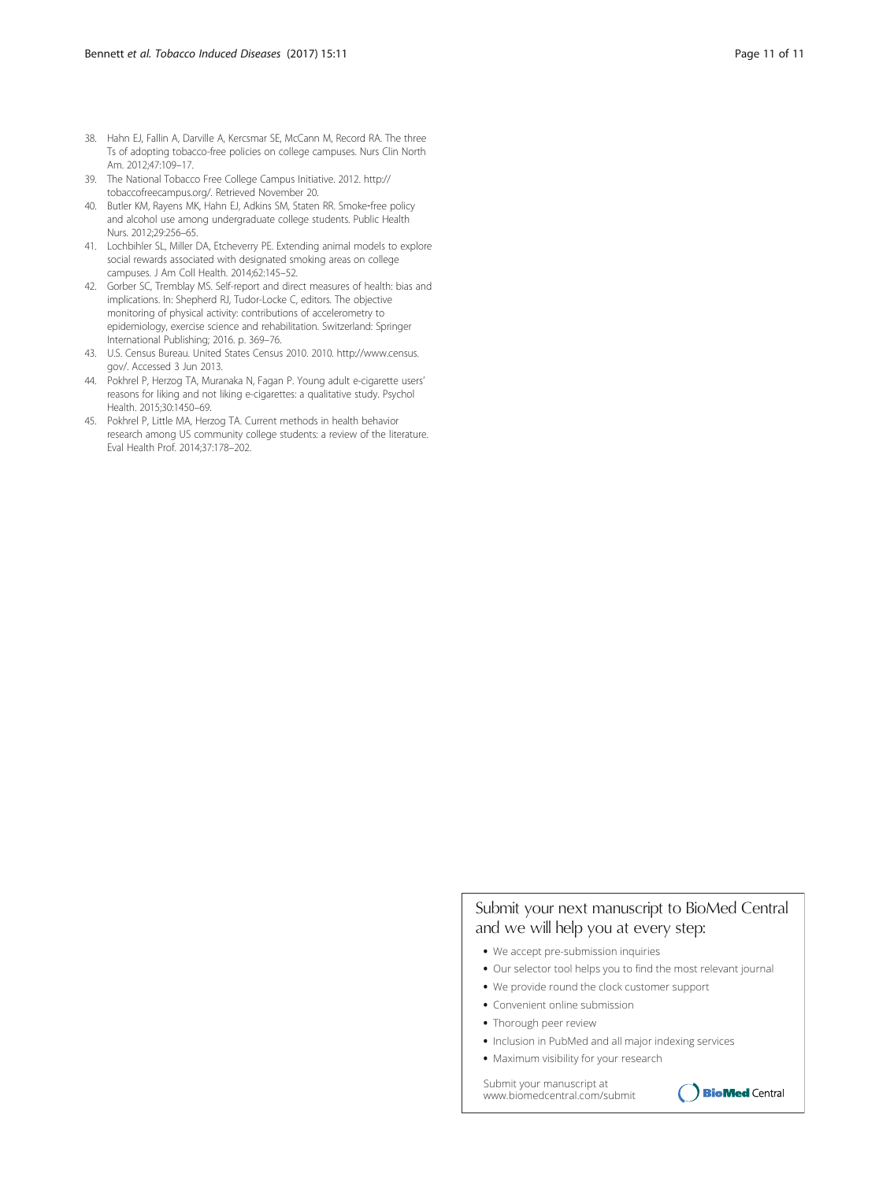38. Hahn EJ, Fallin A, Darville A, Kercsmar SE, McCann M, Record RA. The three Ts of adopting tobacco-free policies on college campuses. Nurs Clin North Am. 2012;47:109–17.
39. The National Tobacco Free College Campus Initiative. 2012. http://tobaccofreecampus.org/. Retrieved November 20.
40. Butler KM, Rayens MK, Hahn EJ, Adkins SM, Staten RR. Smoke-free policy and alcohol use among undergraduate college students. Public Health Nurs. 2012;29:256–65.
41. Lochbihler SL, Miller DA, Etcheverry PE. Extending animal models to explore social rewards associated with designated smoking areas on college campuses. J Am Coll Health. 2014;62:145–52.
42. Gorber SC, Tremblay MS. Self-report and direct measures of health: bias and implications. In: Shepherd RJ, Tudor-Locke C, editors. The objective monitoring of physical activity: contributions of accelerometry to epidemiology, exercise science and rehabilitation. Switzerland: Springer International Publishing; 2016. p. 369–76.
43. U.S. Census Bureau. United States Census 2010. 2010. http://www.census.gov/. Accessed 3 Jun 2013.
44. Pokhrel P, Herzog TA, Muranaka N, Fagan P. Young adult e-cigarette users' reasons for liking and not liking e-cigarettes: a qualitative study. Psychol Health. 2015;30:1450–69.
45. Pokhrel P, Little MA, Herzog TA. Current methods in health behavior research among US community college students: a review of the literature. Eval Health Prof. 2014;37:178–202.

Submit your next manuscript to BioMed Central and we will help you at every step:

- We accept pre-submission inquiries
- Our selector tool helps you to find the most relevant journal
- We provide round the clock customer support
- Convenient online submission
- Thorough peer review
- Inclusion in PubMed and all major indexing services
- Maximum visibility for your research

Submit your manuscript at
www.biomedcentral.com/submit

BioMed Central